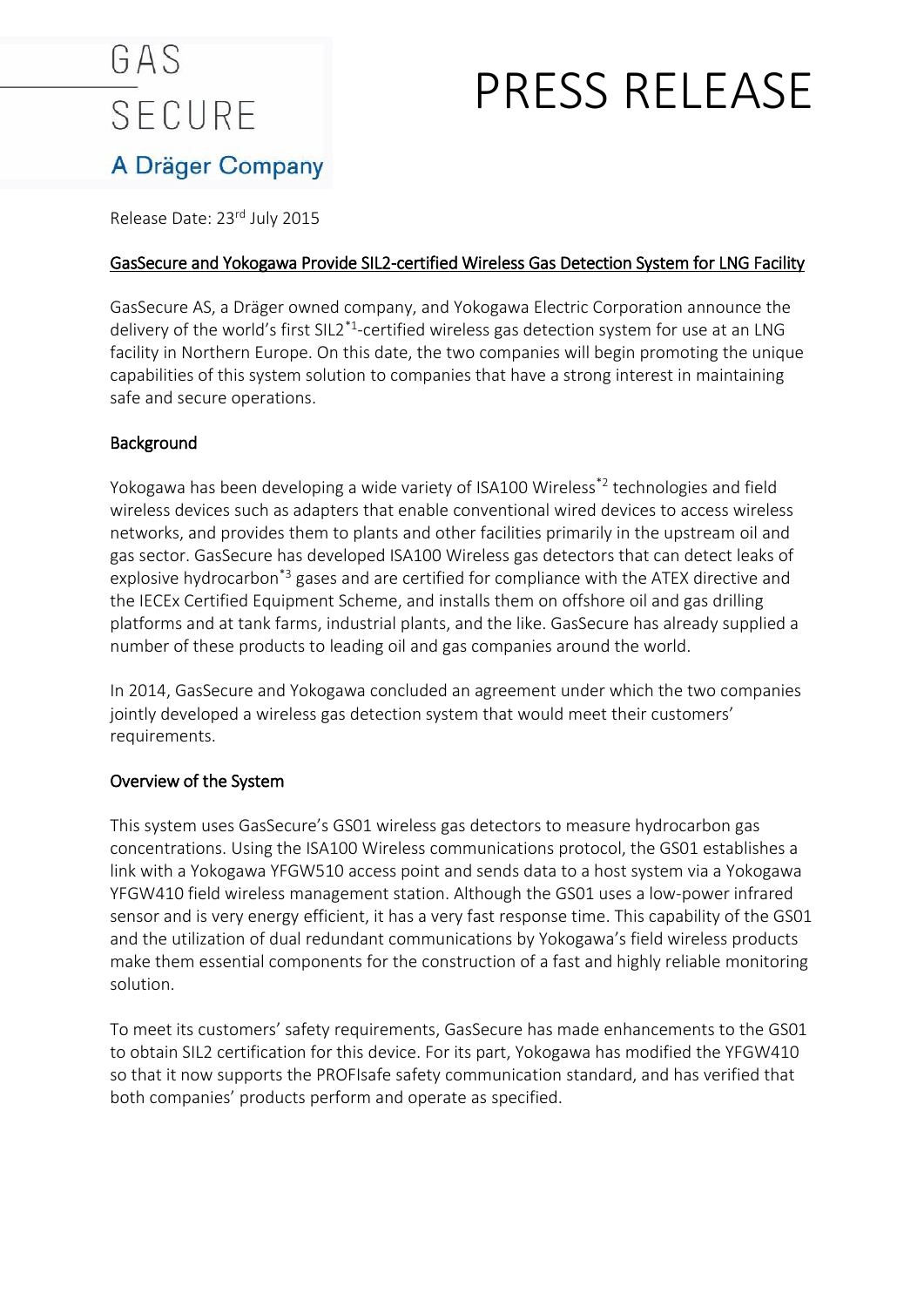GAS SECURE

A Dräger Company

# PRESS RELEASE

Release Date: 23rd July 2015

## GasSecure and Yokogawa Provide SIL2-certified Wireless Gas Detection System for LNG Facility

GasSecure AS, a Dräger owned company, and Yokogawa Electric Corporation announce the delivery of the world's first SIL2[*1]-certified wireless gas detection system for use at an LNG facility in Northern Europe. On this date, the two companies will begin promoting the unique capabilities of this system solution to companies that have a strong interest in maintaining safe and secure operations.

### Background

Yokogawa has been developing a wide variety of ISA100 Wireless[*2] technologies and field wireless devices such as adapters that enable conventional wired devices to access wireless networks, and provides them to plants and other facilities primarily in the upstream oil and gas sector. GasSecure has developed ISA100 Wireless gas detectors that can detect leaks of explosive hydrocarbon[*3] gases and are certified for compliance with the ATEX directive and the IECEx Certified Equipment Scheme, and installs them on offshore oil and gas drilling platforms and at tank farms, industrial plants, and the like. GasSecure has already supplied a number of these products to leading oil and gas companies around the world.

In 2014, GasSecure and Yokogawa concluded an agreement under which the two companies jointly developed a wireless gas detection system that would meet their customers' requirements.

### Overview of the System

This system uses GasSecure's GS01 wireless gas detectors to measure hydrocarbon gas concentrations. Using the ISA100 Wireless communications protocol, the GS01 establishes a link with a Yokogawa YFGW510 access point and sends data to a host system via a Yokogawa YFGW410 field wireless management station. Although the GS01 uses a low-power infrared sensor and is very energy efficient, it has a very fast response time. This capability of the GS01 and the utilization of dual redundant communications by Yokogawa's field wireless products make them essential components for the construction of a fast and highly reliable monitoring solution.

To meet its customers' safety requirements, GasSecure has made enhancements to the GS01 to obtain SIL2 certification for this device. For its part, Yokogawa has modified the YFGW410 so that it now supports the PROFIsafe safety communication standard, and has verified that both companies' products perform and operate as specified.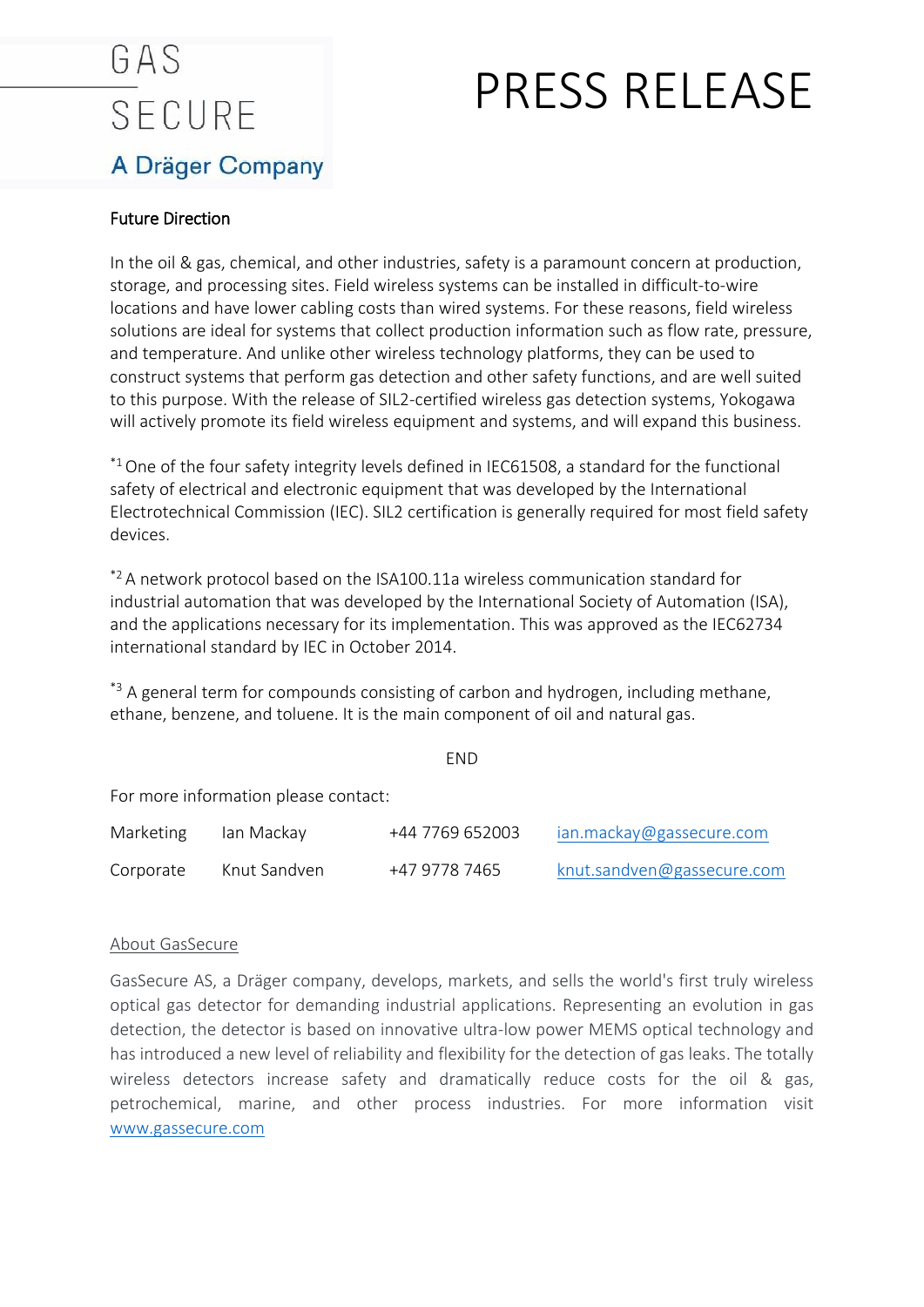# GAS SECURE

A Dräger Company

# PRESS RELEASE

## Future Direction

In the oil & gas, chemical, and other industries, safety is a paramount concern at production, storage, and processing sites. Field wireless systems can be installed in difficult-to-wire locations and have lower cabling costs than wired systems. For these reasons, field wireless solutions are ideal for systems that collect production information such as flow rate, pressure, and temperature. And unlike other wireless technology platforms, they can be used to construct systems that perform gas detection and other safety functions, and are well suited to this purpose. With the release of SIL2-certified wireless gas detection systems, Yokogawa will actively promote its field wireless equipment and systems, and will expand this business.

[*1] One of the four safety integrity levels defined in IEC61508, a standard for the functional safety of electrical and electronic equipment that was developed by the International Electrotechnical Commission (IEC). SIL2 certification is generally required for most field safety devices.

[*2] A network protocol based on the ISA100.11a wireless communication standard for industrial automation that was developed by the International Society of Automation (ISA), and the applications necessary for its implementation. This was approved as the IEC62734 international standard by IEC in October 2014.

[*3] A general term for compounds consisting of carbon and hydrogen, including methane, ethane, benzene, and toluene. It is the main component of oil and natural gas.

END

For more information please contact:

| | | | |
|---|---|---|---|
| Marketing | Ian Mackay | +44 7769 652003 | ian.mackay@gassecure.com |
| Corporate | Knut Sandven | +47 9778 7465 | knut.sandven@gassecure.com |

## About GasSecure

GasSecure AS, a Dräger company, develops, markets, and sells the world's first truly wireless optical gas detector for demanding industrial applications. Representing an evolution in gas detection, the detector is based on innovative ultra-low power MEMS optical technology and has introduced a new level of reliability and flexibility for the detection of gas leaks. The totally wireless detectors increase safety and dramatically reduce costs for the oil & gas, petrochemical, marine, and other process industries. For more information visit www.gassecure.com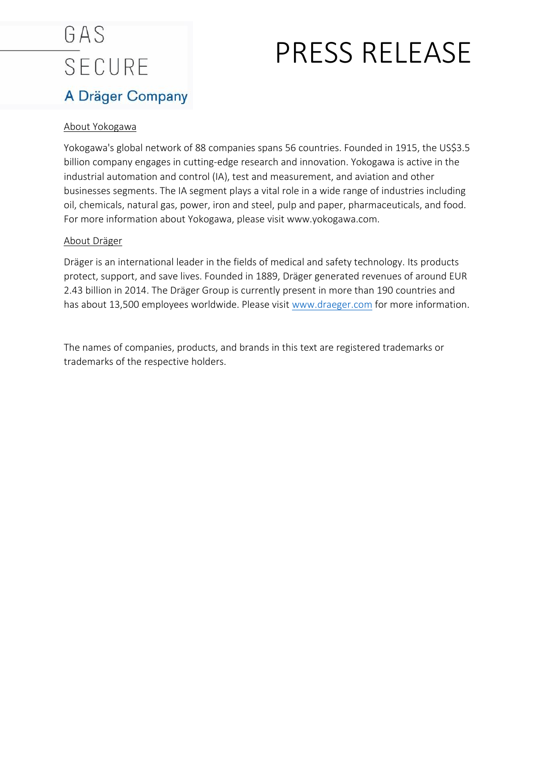About Yokogawa

Yokogawa's global network of 88 companies spans 56 countries. Founded in 1915, the US$3.5 billion company engages in cutting-edge research and innovation. Yokogawa is active in the industrial automation and control (IA), test and measurement, and aviation and other businesses segments. The IA segment plays a vital role in a wide range of industries including oil, chemicals, natural gas, power, iron and steel, pulp and paper, pharmaceuticals, and food. For more information about Yokogawa, please visit www.yokogawa.com.

About Dräger

Dräger is an international leader in the fields of medical and safety technology. Its products protect, support, and save lives. Founded in 1889, Dräger generated revenues of around EUR 2.43 billion in 2014. The Dräger Group is currently present in more than 190 countries and has about 13,500 employees worldwide. Please visit www.draeger.com for more information.

The names of companies, products, and brands in this text are registered trademarks or trademarks of the respective holders.